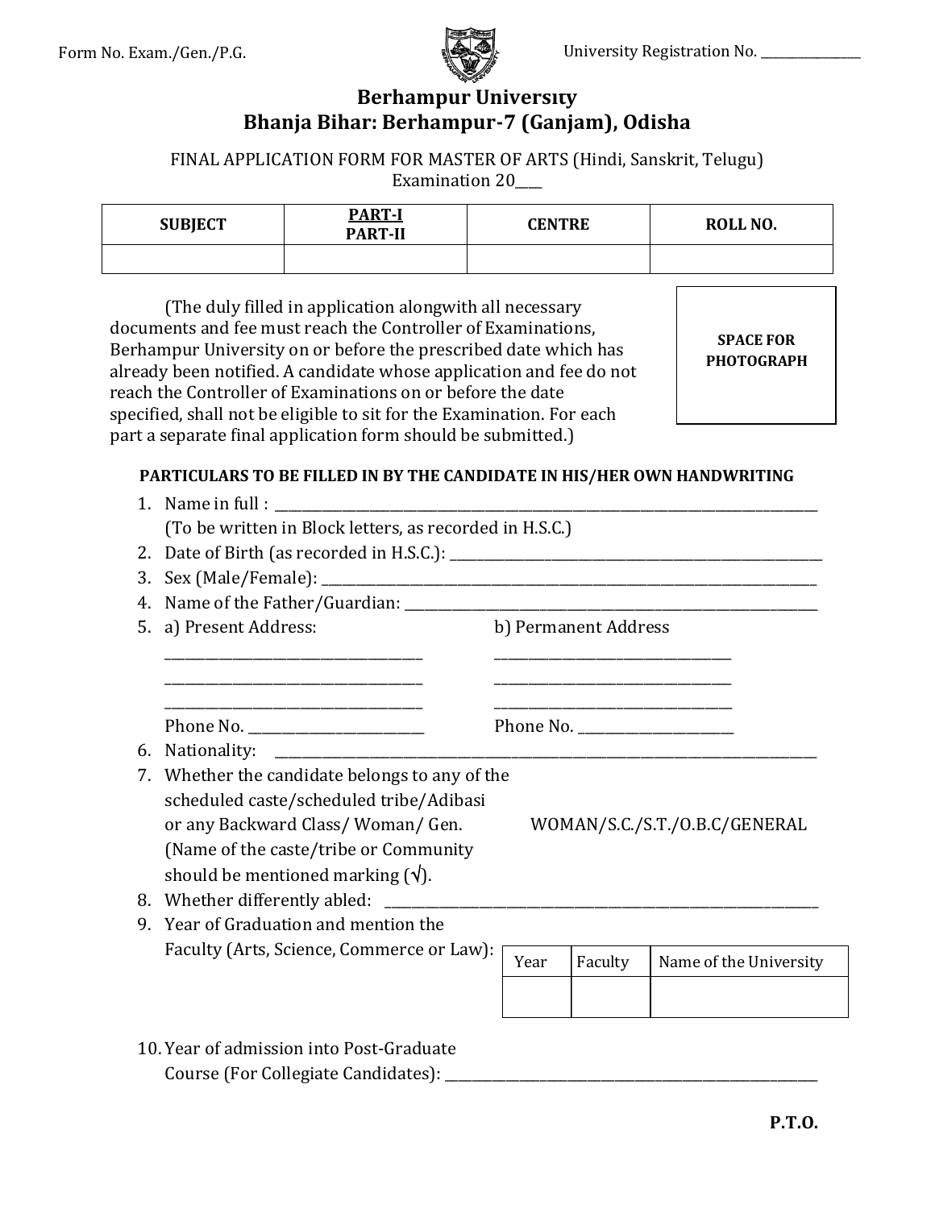Form No. Exam./Gen./P.G.

University Registration No. _______________

# Berhampur University
## Bhanja Bihar: Berhampur-7 (Ganjam), Odisha

FINAL APPLICATION FORM FOR MASTER OF ARTS (Hindi, Sanskrit, Telugu)
Examination 20____

| SUBJECT | PART-I PART-II | CENTRE | ROLL NO. |
|---|---|---|---|
| | | | |

(The duly filled in application alongwith all necessary documents and fee must reach the Controller of Examinations, Berhampur University on or before the prescribed date which has already been notified. A candidate whose application and fee do not reach the Controller of Examinations on or before the date specified, shall not be eligible to sit for the Examination. For each part a separate final application form should be submitted.)

**SPACE FOR PHOTOGRAPH**

**PARTICULARS TO BE FILLED IN BY THE CANDIDATE IN HIS/HER OWN HANDWRITING**

1. Name in full : ________________________________________________
   (To be written in Block letters, as recorded in H.S.C.)
2. Date of Birth (as recorded in H.S.C.): ________________________________
3. Sex (Male/Female): ________________________________________________
4. Name of the Father/Guardian: ________________________________________
5. a) Present Address:
   ____________________________
   ____________________________
   ____________________________
   Phone No. ____________________

   b) Permanent Address
   ____________________________
   ____________________________
   ____________________________
   Phone No. ____________________
6. Nationality: ________________________________________________
7. Whether the candidate belongs to any of the scheduled caste/scheduled tribe/Adibasi or any Backward Class/ Woman/ Gen. (Name of the caste/tribe or Community should be mentioned marking (√).   WOMAN/S.C./S.T./O.B.C/GENERAL
8. Whether differently abled: ________________________________________
9. Year of Graduation and mention the Faculty (Arts, Science, Commerce or Law):

| Year | Faculty | Name of the University |
|---|---|---|
| | | |

10. Year of admission into Post-Graduate Course (For Collegiate Candidates): ______________________________

**P.T.O.**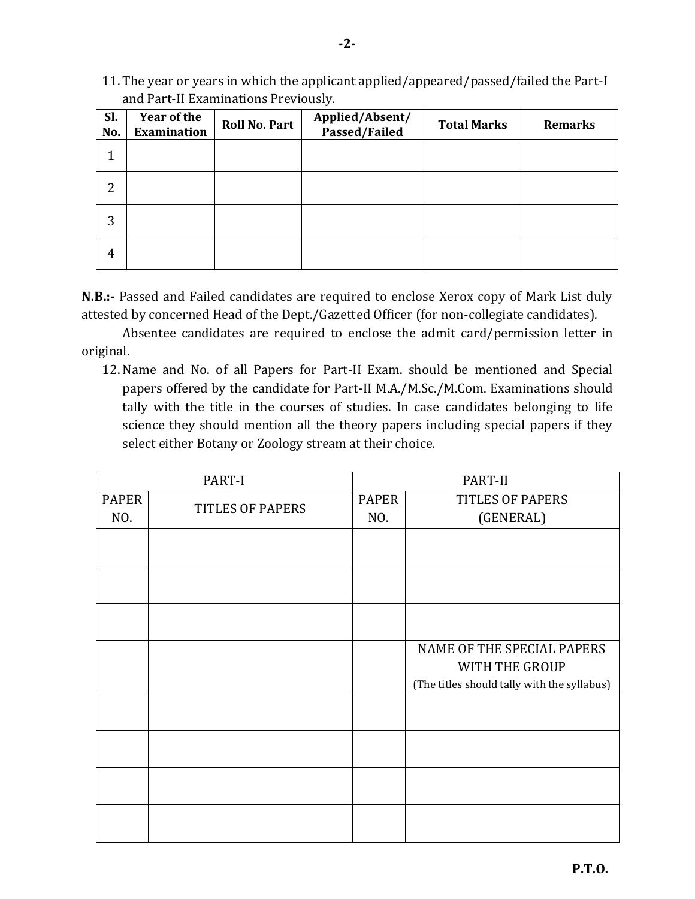11. The year or years in which the applicant applied/appeared/passed/failed the Part-I and Part-II Examinations Previously.

| Sl. No. | Year of the Examination | Roll No. Part | Applied/Absent/ Passed/Failed | Total Marks | Remarks |
|---|---|---|---|---|---|
| 1 | | | | | |
| 2 | | | | | |
| 3 | | | | | |
| 4 | | | | | |

**N.B.:-** Passed and Failed candidates are required to enclose Xerox copy of Mark List duly attested by concerned Head of the Dept./Gazetted Officer (for non-collegiate candidates).

Absentee candidates are required to enclose the admit card/permission letter in original.

12. Name and No. of all Papers for Part-II Exam. should be mentioned and Special papers offered by the candidate for Part-II M.A./M.Sc./M.Com. Examinations should tally with the title in the courses of studies. In case candidates belonging to life science they should mention all the theory papers including special papers if they select either Botany or Zoology stream at their choice.

| PART-I | | PART-II | |
|---|---|---|---|
| PAPER NO. | TITLES OF PAPERS | PAPER NO. | TITLES OF PAPERS (GENERAL) |
| | | | |
| | | | |
| | | | |
| | | | NAME OF THE SPECIAL PAPERS WITH THE GROUP (The titles should tally with the syllabus) |
| | | | |
| | | | |
| | | | |
| | | | |

**P.T.O.**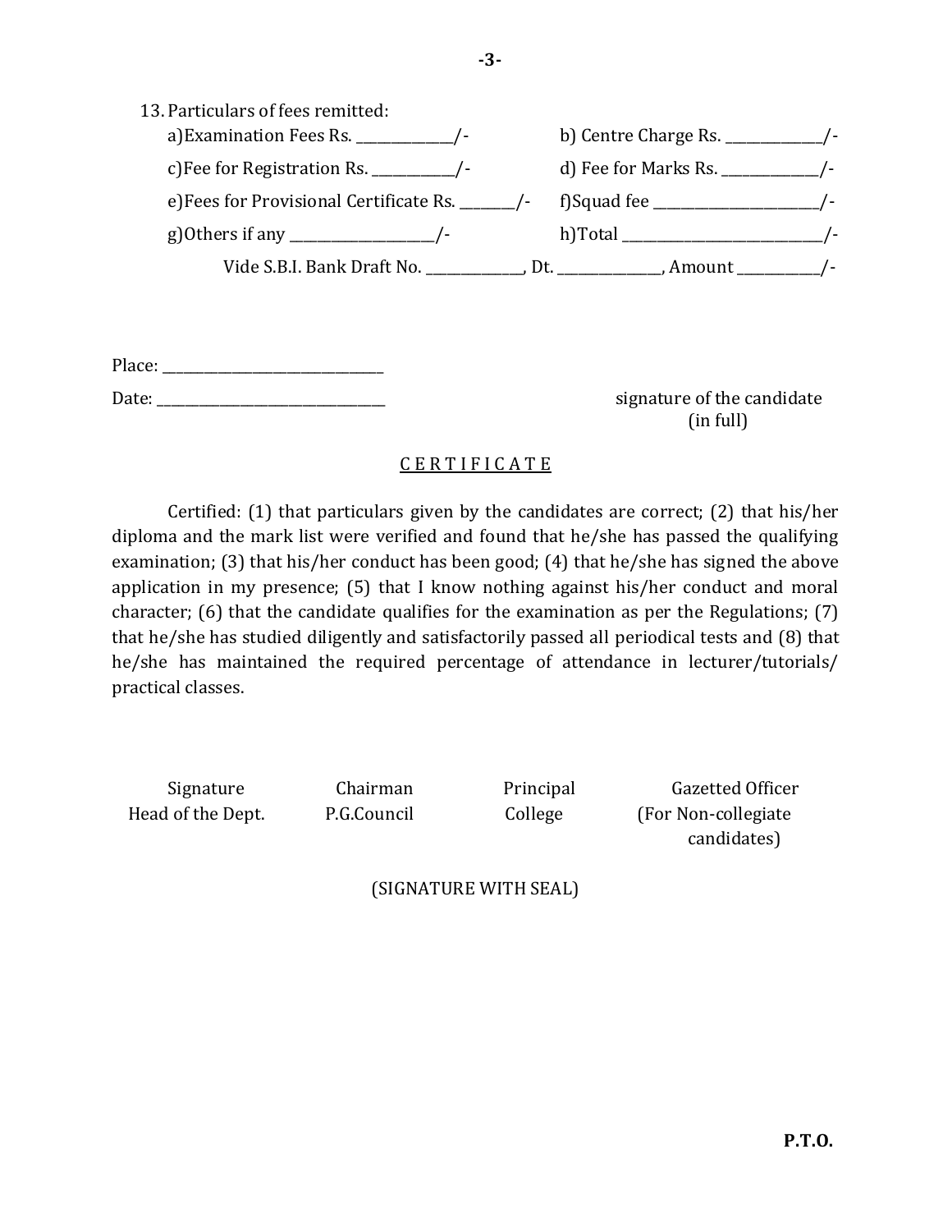13. Particulars of fees remitted:

    a) Examination Fees Rs. ____________/-    b) Centre Charge Rs. ____________/-

    c) Fee for Registration Rs. ___________/-    d) Fee for Marks Rs. ____________/-

    e) Fees for Provisional Certificate Rs. _______/-    f) Squad fee ______________________/-

    g) Others if any ___________________/-    h) Total ___________________________/-

    Vide S.B.I. Bank Draft No. ____________, Dt. _____________, Amount __________/-

Place: ______________________________

Date: _______________________________

signature of the candidate
(in full)

## C E R T I F I C A T E

Certified: (1) that particulars given by the candidates are correct; (2) that his/her diploma and the mark list were verified and found that he/she has passed the qualifying examination; (3) that his/her conduct has been good; (4) that he/she has signed the above application in my presence; (5) that I know nothing against his/her conduct and moral character; (6) that the candidate qualifies for the examination as per the Regulations; (7) that he/she has studied diligently and satisfactorily passed all periodical tests and (8) that he/she has maintained the required percentage of attendance in lecturer/tutorials/ practical classes.

| Signature Head of the Dept. | Chairman P.G.Council | Principal College | Gazetted Officer (For Non-collegiate candidates) |
|---|---|---|---|

(SIGNATURE WITH SEAL)

**P.T.O.**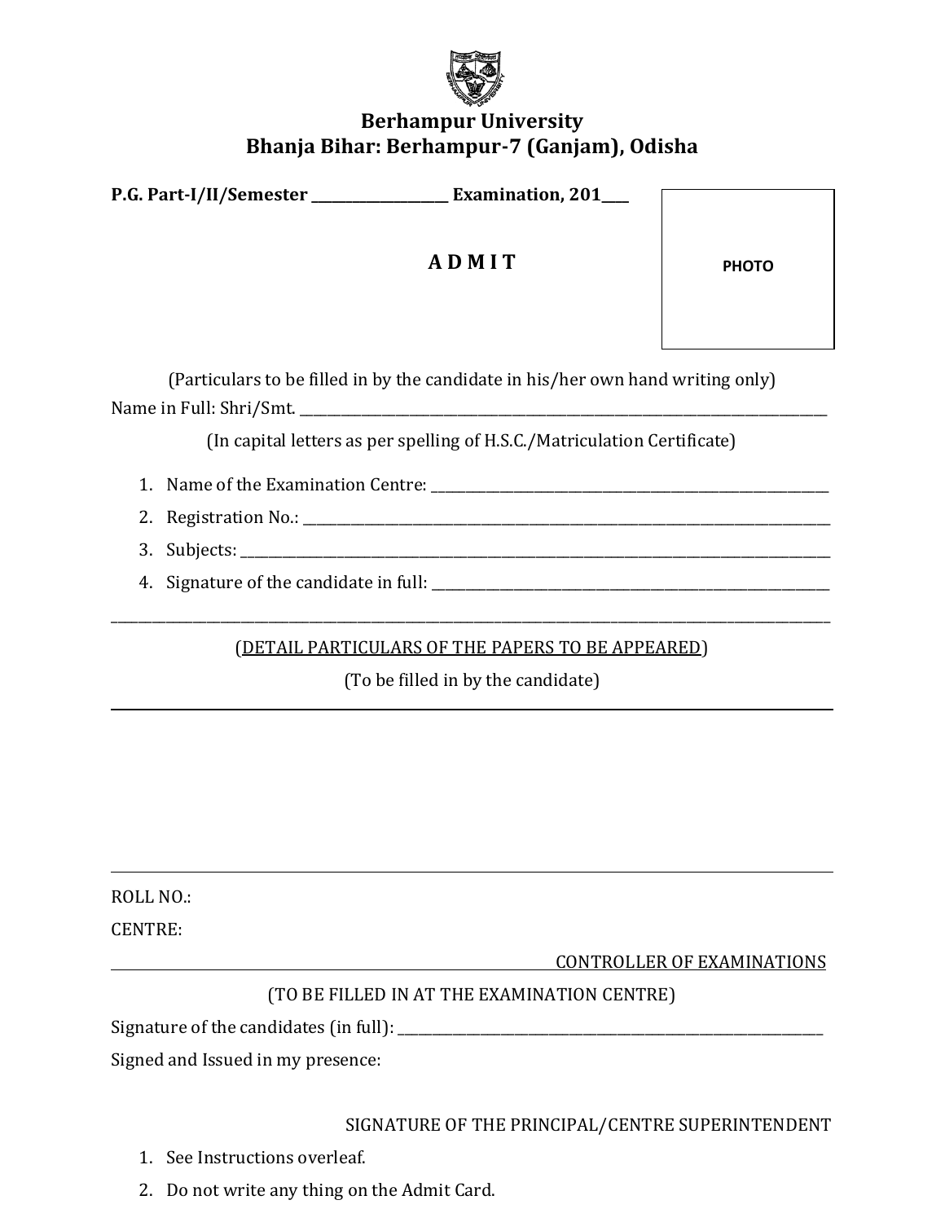# Berhampur University
## Bhanja Bihar: Berhampur-7 (Ganjam), Odisha

**P.G. Part-I/II/Semester ____________________ Examination, 201____**

PHOTO

## A D M I T

(Particulars to be filled in by the candidate in his/her own hand writing only)

Name in Full: Shri/Smt. ________________________________________________________________________________

(In capital letters as per spelling of H.S.C./Matriculation Certificate)

1. Name of the Examination Centre: ____________________________________________________________
2. Registration No.: ________________________________________________________________________________
3. Subjects: ______________________________________________________________________________________
4. Signature of the candidate in full: ____________________________________________________________

---

(<u>DETAIL PARTICULARS OF THE PAPERS TO BE APPEARED</u>)

(To be filled in by the candidate)

---

---

ROLL NO.:

CENTRE:

CONTROLLER OF EXAMINATIONS

---

(TO BE FILLED IN AT THE EXAMINATION CENTRE)

Signature of the candidates (in full): ________________________________________________________________

Signed and Issued in my presence:

SIGNATURE OF THE PRINCIPAL/CENTRE SUPERINTENDENT

1. See Instructions overleaf.
2. Do not write any thing on the Admit Card.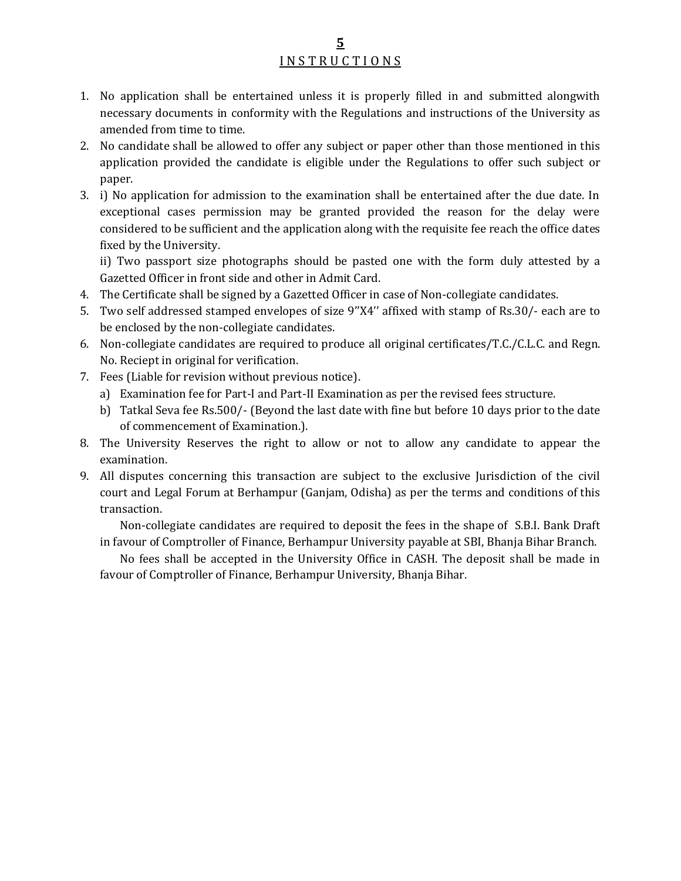# INSTRUCTIONS

1. No application shall be entertained unless it is properly filled in and submitted alongwith necessary documents in conformity with the Regulations and instructions of the University as amended from time to time.
2. No candidate shall be allowed to offer any subject or paper other than those mentioned in this application provided the candidate is eligible under the Regulations to offer such subject or paper.
3. i) No application for admission to the examination shall be entertained after the due date. In exceptional cases permission may be granted provided the reason for the delay were considered to be sufficient and the application along with the requisite fee reach the office dates fixed by the University.

   ii) Two passport size photographs should be pasted one with the form duly attested by a Gazetted Officer in front side and other in Admit Card.
4. The Certificate shall be signed by a Gazetted Officer in case of Non-collegiate candidates.
5. Two self addressed stamped envelopes of size 9"X4'' affixed with stamp of Rs.30/- each are to be enclosed by the non-collegiate candidates.
6. Non-collegiate candidates are required to produce all original certificates/T.C./C.L.C. and Regn. No. Reciept in original for verification.
7. Fees (Liable for revision without previous notice).
   a) Examination fee for Part-I and Part-II Examination as per the revised fees structure.
   b) Tatkal Seva fee Rs.500/- (Beyond the last date with fine but before 10 days prior to the date of commencement of Examination.).
8. The University Reserves the right to allow or not to allow any candidate to appear the examination.
9. All disputes concerning this transaction are subject to the exclusive Jurisdiction of the civil court and Legal Forum at Berhampur (Ganjam, Odisha) as per the terms and conditions of this transaction.

   Non-collegiate candidates are required to deposit the fees in the shape of S.B.I. Bank Draft in favour of Comptroller of Finance, Berhampur University payable at SBI, Bhanja Bihar Branch.

   No fees shall be accepted in the University Office in CASH. The deposit shall be made in favour of Comptroller of Finance, Berhampur University, Bhanja Bihar.